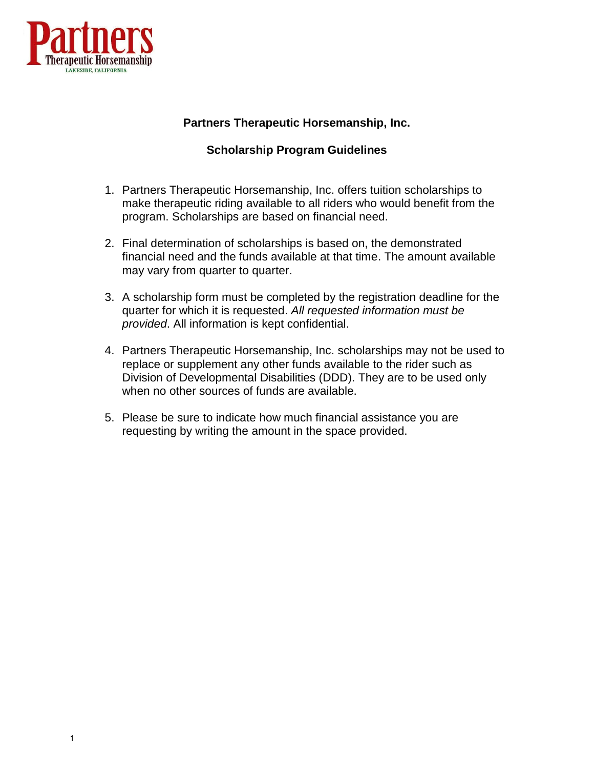Partners
Therapeutic Horsemanship
LAKESIDE, CALIFORNIA

# Partners Therapeutic Horsemanship, Inc.

## Scholarship Program Guidelines

1. Partners Therapeutic Horsemanship, Inc. offers tuition scholarships to make therapeutic riding available to all riders who would benefit from the program. Scholarships are based on financial need.

2. Final determination of scholarships is based on, the demonstrated financial need and the funds available at that time. The amount available may vary from quarter to quarter.

3. A scholarship form must be completed by the registration deadline for the quarter for which it is requested. *All requested information must be provided*. All information is kept confidential.

4. Partners Therapeutic Horsemanship, Inc. scholarships may not be used to replace or supplement any other funds available to the rider such as Division of Developmental Disabilities (DDD). They are to be used only when no other sources of funds are available.

5. Please be sure to indicate how much financial assistance you are requesting by writing the amount in the space provided.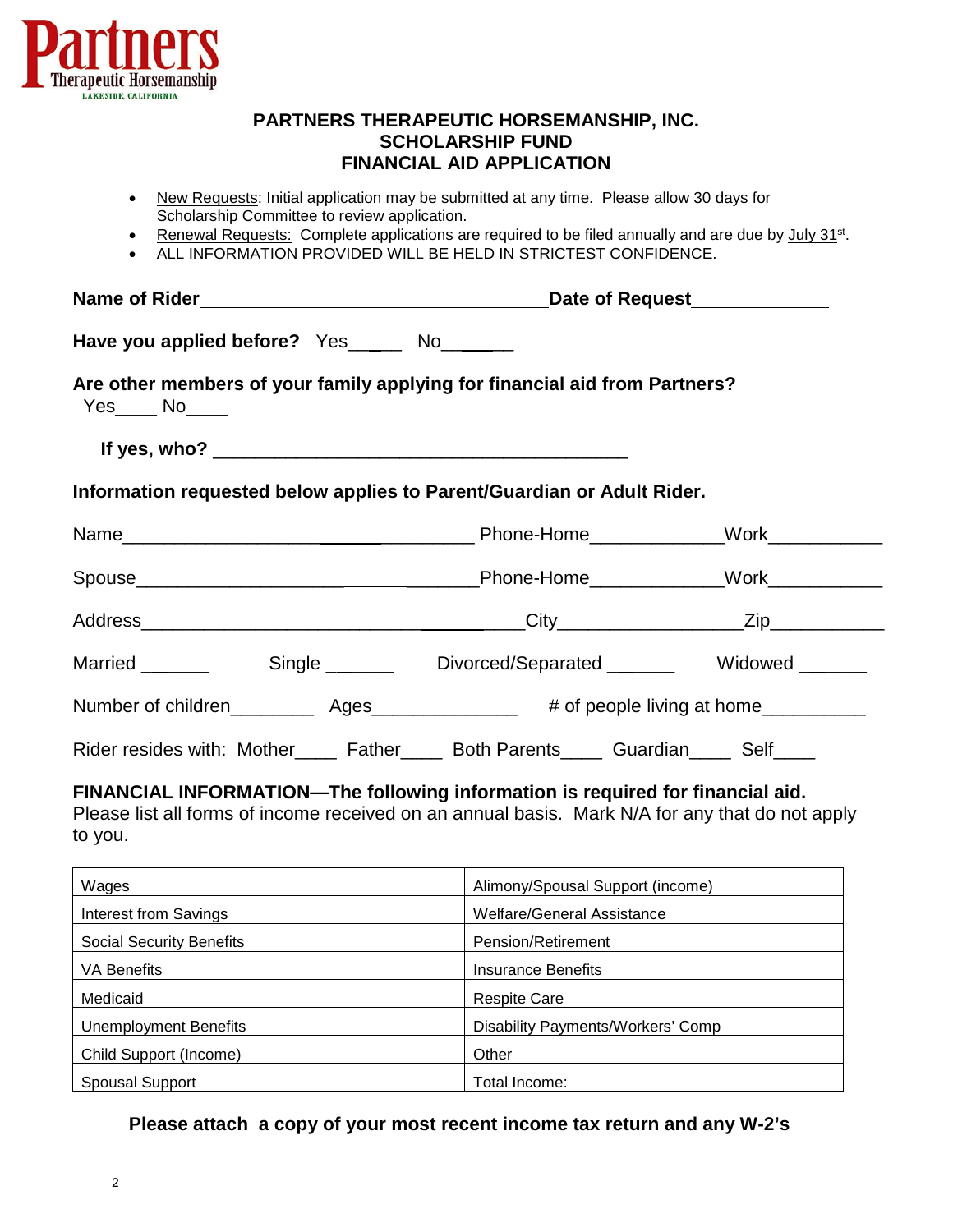Partners
Therapeutic Horsemanship
LAKESIDE, CALIFORNIA

# PARTNERS THERAPEUTIC HORSEMANSHIP, INC.
## SCHOLARSHIP FUND
## FINANCIAL AID APPLICATION

- New Requests: Initial application may be submitted at any time. Please allow 30 days for Scholarship Committee to review application.
- Renewal Requests: Complete applications are required to be filed annually and are due by July 31st.
- ALL INFORMATION PROVIDED WILL BE HELD IN STRICTEST CONFIDENCE.

**Name of Rider**_________________________________ **Date of Request**____________

**Have you applied before?** Yes_____ No______

**Are other members of your family applying for financial aid from Partners?**
Yes____ No____

**If yes, who?** ______________________________________

**Information requested below applies to Parent/Guardian or Adult Rider.**

Name_________________________________ Phone-Home____________ Work___________

Spouse________________________________ Phone-Home____________ Work___________

Address_______________________________ City________________ Zip___________

Married ______ Single ______ Divorced/Separated ______ Widowed ______

Number of children________ Ages______________ # of people living at home__________

Rider resides with: Mother____ Father____ Both Parents____ Guardian____ Self____

**FINANCIAL INFORMATION—The following information is required for financial aid.**
Please list all forms of income received on an annual basis. Mark N/A for any that do not apply to you.

| | |
|---|---|
| Wages | Alimony/Spousal Support (income) |
| Interest from Savings | Welfare/General Assistance |
| Social Security Benefits | Pension/Retirement |
| VA Benefits | Insurance Benefits |
| Medicaid | Respite Care |
| Unemployment Benefits | Disability Payments/Workers' Comp |
| Child Support (Income) | Other |
| Spousal Support | Total Income: |

**Please attach a copy of your most recent income tax return and any W-2's**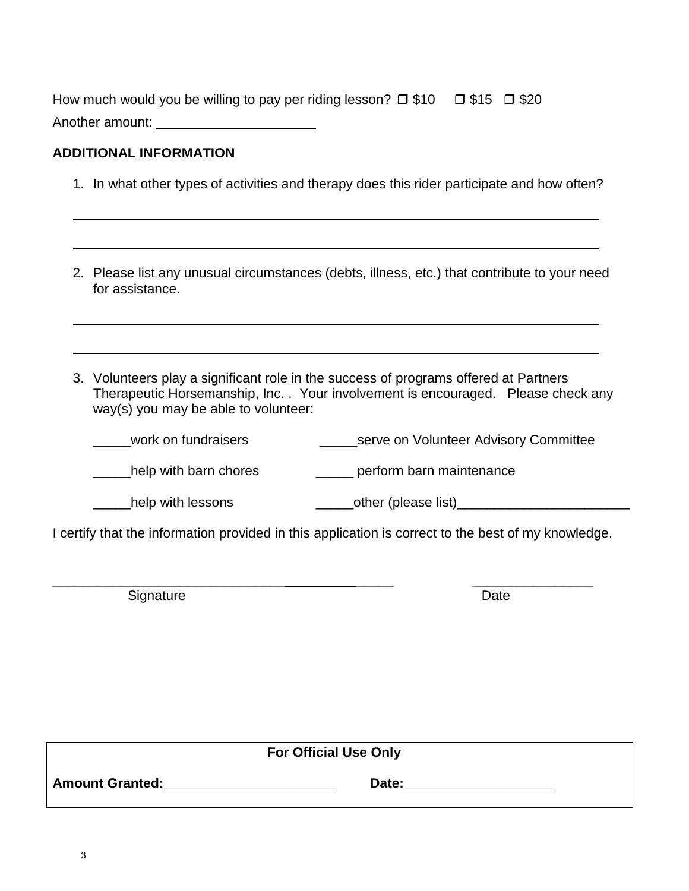How much would you be willing to pay per riding lesson? ❒ $10 ❒ $15 ❒ $20

Another amount: ____________________

**ADDITIONAL INFORMATION**

1. In what other types of activities and therapy does this rider participate and how often?

   ______________________________________________________________________

   ______________________________________________________________________

2. Please list any unusual circumstances (debts, illness, etc.) that contribute to your need for assistance.

   ______________________________________________________________________

   ______________________________________________________________________

3. Volunteers play a significant role in the success of programs offered at Partners Therapeutic Horsemanship, Inc. . Your involvement is encouraged. Please check any way(s) you may be able to volunteer:

   _____work on fundraisers

   _____serve on Volunteer Advisory Committee

   _____help with barn chores

   _____ perform barn maintenance

   _____help with lessons

   _____other (please list)_______________________

I certify that the information provided in this application is correct to the best of my knowledge.

_______________________________________________ ________________

Signature Date

| For Official Use Only | |
|---|---|
| **Amount Granted:**_______________________ | **Date:**____________________ |